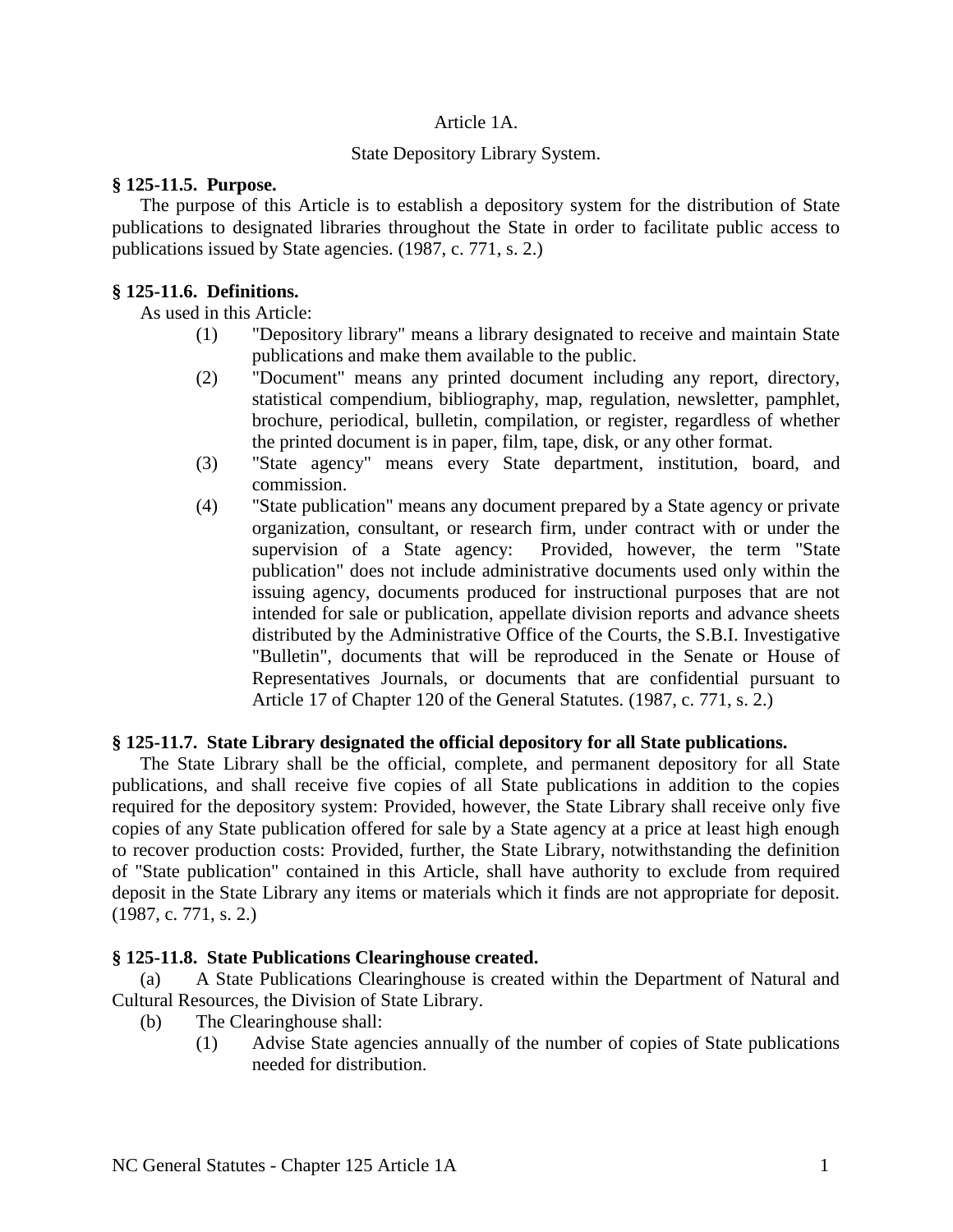Article 1A.

State Depository Library System.

**§ 125-11.5. Purpose.**

The purpose of this Article is to establish a depository system for the distribution of State publications to designated libraries throughout the State in order to facilitate public access to publications issued by State agencies. (1987, c. 771, s. 2.)

**§ 125-11.6. Definitions.**

As used in this Article:

(1) "Depository library" means a library designated to receive and maintain State publications and make them available to the public.

(2) "Document" means any printed document including any report, directory, statistical compendium, bibliography, map, regulation, newsletter, pamphlet, brochure, periodical, bulletin, compilation, or register, regardless of whether the printed document is in paper, film, tape, disk, or any other format.

(3) "State agency" means every State department, institution, board, and commission.

(4) "State publication" means any document prepared by a State agency or private organization, consultant, or research firm, under contract with or under the supervision of a State agency: Provided, however, the term "State publication" does not include administrative documents used only within the issuing agency, documents produced for instructional purposes that are not intended for sale or publication, appellate division reports and advance sheets distributed by the Administrative Office of the Courts, the S.B.I. Investigative "Bulletin", documents that will be reproduced in the Senate or House of Representatives Journals, or documents that are confidential pursuant to Article 17 of Chapter 120 of the General Statutes. (1987, c. 771, s. 2.)

**§ 125-11.7. State Library designated the official depository for all State publications.**

The State Library shall be the official, complete, and permanent depository for all State publications, and shall receive five copies of all State publications in addition to the copies required for the depository system: Provided, however, the State Library shall receive only five copies of any State publication offered for sale by a State agency at a price at least high enough to recover production costs: Provided, further, the State Library, notwithstanding the definition of "State publication" contained in this Article, shall have authority to exclude from required deposit in the State Library any items or materials which it finds are not appropriate for deposit. (1987, c. 771, s. 2.)

**§ 125-11.8. State Publications Clearinghouse created.**

(a) A State Publications Clearinghouse is created within the Department of Natural and Cultural Resources, the Division of State Library.

(b) The Clearinghouse shall:

(1) Advise State agencies annually of the number of copies of State publications needed for distribution.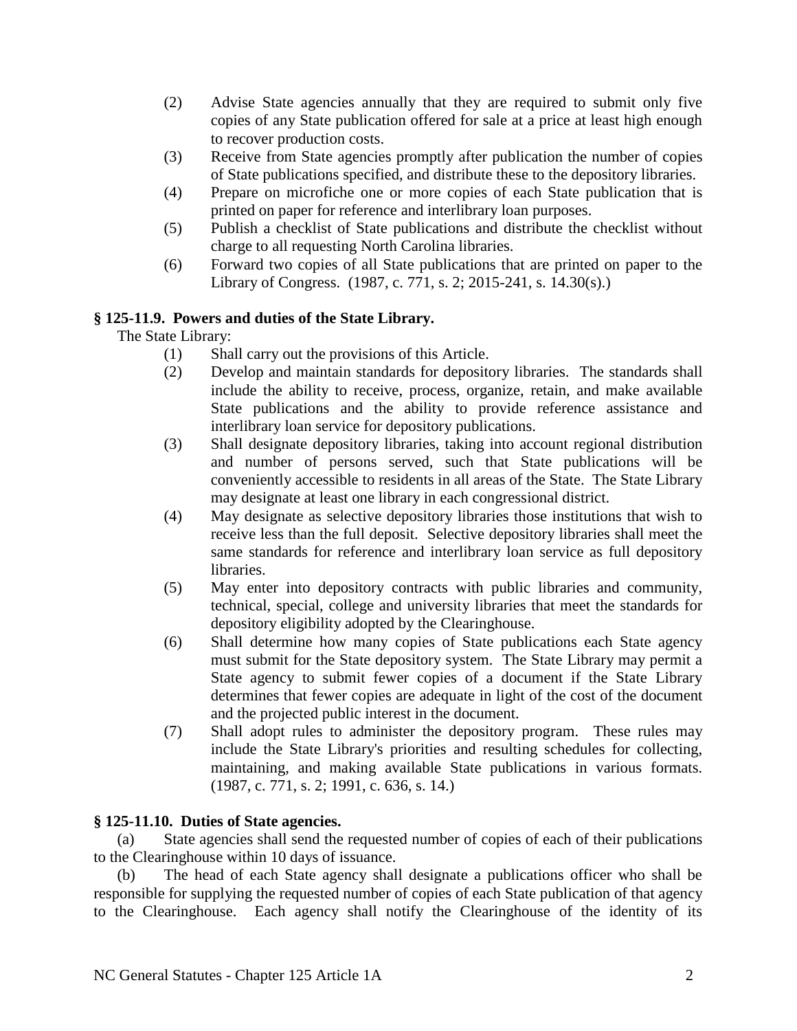(2) Advise State agencies annually that they are required to submit only five copies of any State publication offered for sale at a price at least high enough to recover production costs.

(3) Receive from State agencies promptly after publication the number of copies of State publications specified, and distribute these to the depository libraries.

(4) Prepare on microfiche one or more copies of each State publication that is printed on paper for reference and interlibrary loan purposes.

(5) Publish a checklist of State publications and distribute the checklist without charge to all requesting North Carolina libraries.

(6) Forward two copies of all State publications that are printed on paper to the Library of Congress. (1987, c. 771, s. 2; 2015-241, s. 14.30(s).)

**§ 125-11.9. Powers and duties of the State Library.**

The State Library:

(1) Shall carry out the provisions of this Article.

(2) Develop and maintain standards for depository libraries. The standards shall include the ability to receive, process, organize, retain, and make available State publications and the ability to provide reference assistance and interlibrary loan service for depository publications.

(3) Shall designate depository libraries, taking into account regional distribution and number of persons served, such that State publications will be conveniently accessible to residents in all areas of the State. The State Library may designate at least one library in each congressional district.

(4) May designate as selective depository libraries those institutions that wish to receive less than the full deposit. Selective depository libraries shall meet the same standards for reference and interlibrary loan service as full depository libraries.

(5) May enter into depository contracts with public libraries and community, technical, special, college and university libraries that meet the standards for depository eligibility adopted by the Clearinghouse.

(6) Shall determine how many copies of State publications each State agency must submit for the State depository system. The State Library may permit a State agency to submit fewer copies of a document if the State Library determines that fewer copies are adequate in light of the cost of the document and the projected public interest in the document.

(7) Shall adopt rules to administer the depository program. These rules may include the State Library's priorities and resulting schedules for collecting, maintaining, and making available State publications in various formats. (1987, c. 771, s. 2; 1991, c. 636, s. 14.)

**§ 125-11.10. Duties of State agencies.**

(a) State agencies shall send the requested number of copies of each of their publications to the Clearinghouse within 10 days of issuance.

(b) The head of each State agency shall designate a publications officer who shall be responsible for supplying the requested number of copies of each State publication of that agency to the Clearinghouse. Each agency shall notify the Clearinghouse of the identity of its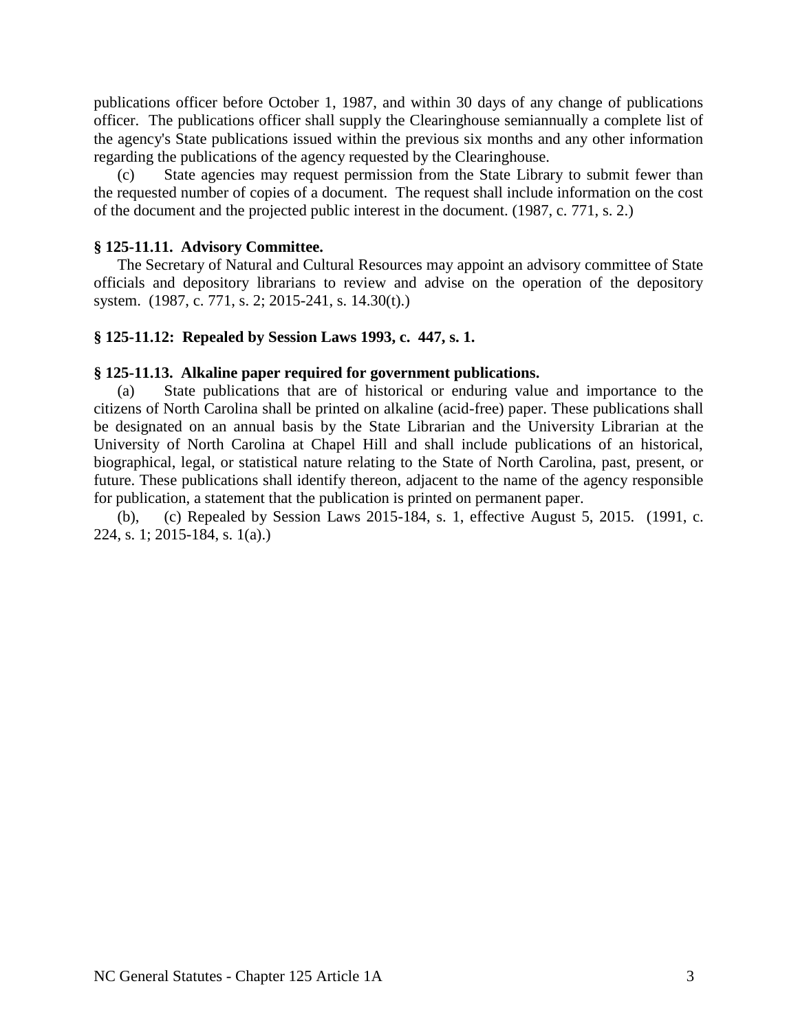publications officer before October 1, 1987, and within 30 days of any change of publications officer. The publications officer shall supply the Clearinghouse semiannually a complete list of the agency's State publications issued within the previous six months and any other information regarding the publications of the agency requested by the Clearinghouse.

(c) State agencies may request permission from the State Library to submit fewer than the requested number of copies of a document. The request shall include information on the cost of the document and the projected public interest in the document. (1987, c. 771, s. 2.)

**§ 125-11.11. Advisory Committee.**

The Secretary of Natural and Cultural Resources may appoint an advisory committee of State officials and depository librarians to review and advise on the operation of the depository system. (1987, c. 771, s. 2; 2015-241, s. 14.30(t).)

**§ 125-11.12: Repealed by Session Laws 1993, c. 447, s. 1.**

**§ 125-11.13. Alkaline paper required for government publications.**

(a) State publications that are of historical or enduring value and importance to the citizens of North Carolina shall be printed on alkaline (acid-free) paper. These publications shall be designated on an annual basis by the State Librarian and the University Librarian at the University of North Carolina at Chapel Hill and shall include publications of an historical, biographical, legal, or statistical nature relating to the State of North Carolina, past, present, or future. These publications shall identify thereon, adjacent to the name of the agency responsible for publication, a statement that the publication is printed on permanent paper.

(b), (c) Repealed by Session Laws 2015-184, s. 1, effective August 5, 2015. (1991, c. 224, s. 1; 2015-184, s. 1(a).)